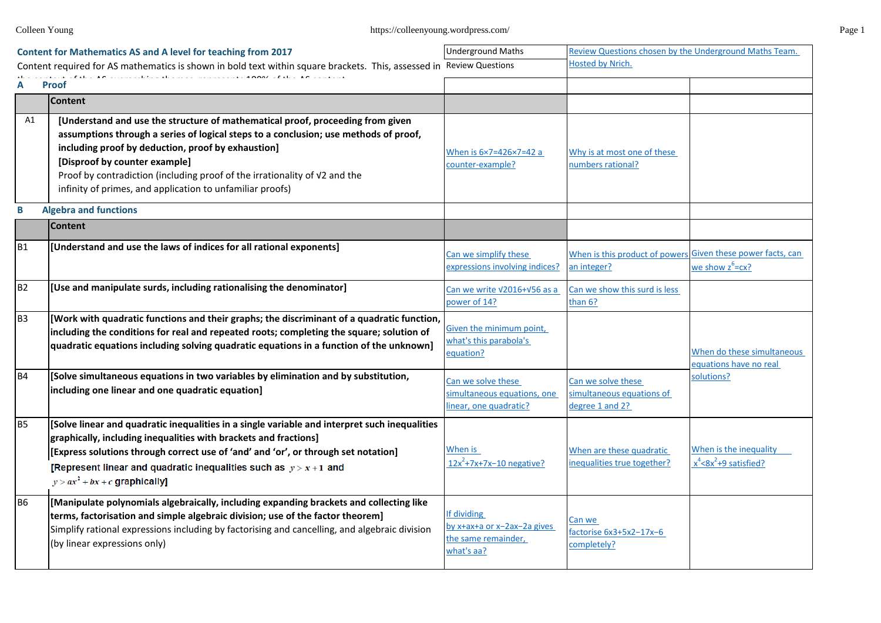**Content for Mathematics AS and A level for teaching from 2017**

Content required for AS mathematics is shown in bold text within square brackets. This, assessed in the context of the AS overarching themes, represents 100% of the AS content.

| | | Underground Maths Review Questions | Review Questions chosen by the Underground Maths Team. Hosted by Nrich. | |
|---|---|---|---|---|
| **A** | **Proof** | | | |
| | **Content** | | | |
| A1 | **[Understand and use the structure of mathematical proof, proceeding from given assumptions through a series of logical steps to a conclusion; use methods of proof, including proof by deduction, proof by exhaustion]** **[Disproof by counter example]** Proof by contradiction (including proof of the irrationality of √2 and the infinity of primes, and application to unfamiliar proofs) | When is 6×7=426×7=42 a counter-example? | Why is at most one of these numbers rational? | |
| **B** | **Algebra and functions** | | | |
| | **Content** | | | |
| B1 | **[Understand and use the laws of indices for all rational exponents]** | Can we simplify these expressions involving indices? | When is this product of powers an integer? | Given these power facts, can we show $z^6=cx$? |
| B2 | **[Use and manipulate surds, including rationalising the denominator]** | Can we write √2016+√56 as a power of 14? | Can we show this surd is less than 6? | |
| B3 | **[Work with quadratic functions and their graphs; the discriminant of a quadratic function, including the conditions for real and repeated roots; completing the square; solution of quadratic equations including solving quadratic equations in a function of the unknown]** | Given the minimum point, what's this parabola's equation? | | When do these simultaneous equations have no real solutions? |
| B4 | **[Solve simultaneous equations in two variables by elimination and by substitution, including one linear and one quadratic equation]** | Can we solve these simultaneous equations, one linear, one quadratic? | Can we solve these simultaneous equations of degree 1 and 2? | |
| B5 | **[Solve linear and quadratic inequalities in a single variable and interpret such inequalities graphically, including inequalities with brackets and fractions]** **[Express solutions through correct use of 'and' and 'or', or through set notation]** **[Represent linear and quadratic inequalities such as $y > x + 1$ and $y > ax^2 + bx + c$ graphically]** | When is $12x^2+7x+7x-10$ negative? | When are these quadratic inequalities true together? | When is the inequality $x^4<8x^2+9$ satisfied? |
| B6 | **[Manipulate polynomials algebraically, including expanding brackets and collecting like terms, factorisation and simple algebraic division; use of the factor theorem]** Simplify rational expressions including by factorising and cancelling, and algebraic division (by linear expressions only) | If dividing by x+ax+a or x−2ax−2a gives the same remainder, what's aa? | Can we factorise 6x3+5x2−17x−6 completely? | |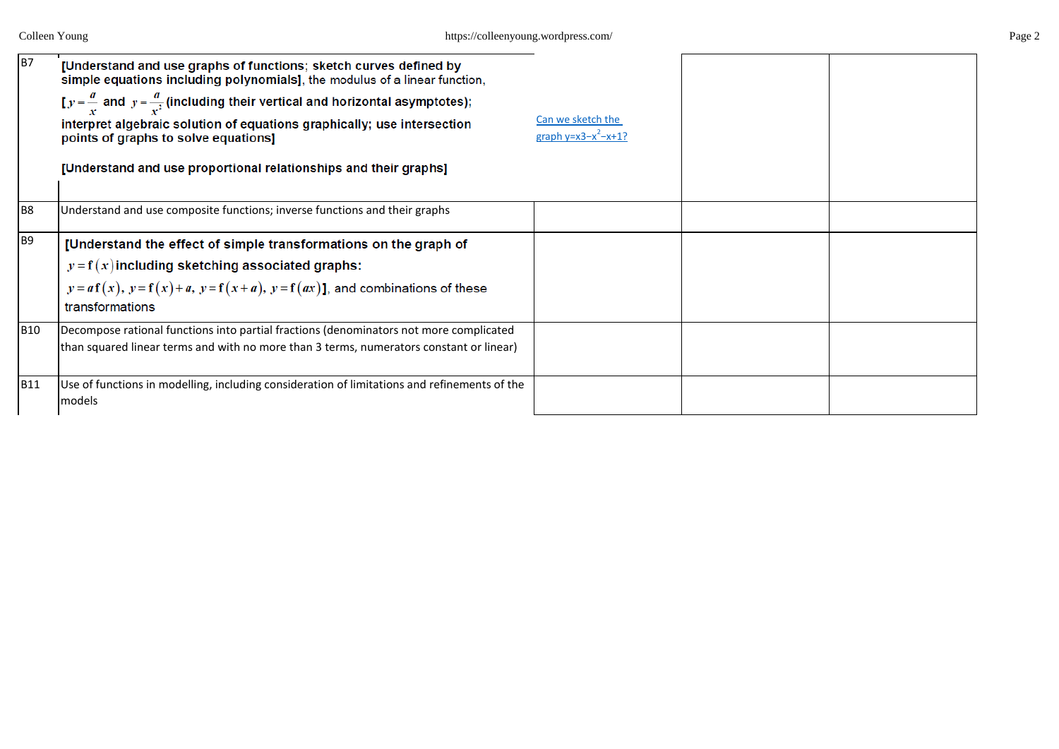| | | | | |
|---|---|---|---|---|
| B7 | **[Understand and use graphs of functions**; **sketch curves defined by simple equations including polynomials]**, the modulus of a linear function, **[** $y = \frac{a}{x}$ **and** $y = \frac{a}{x^2}$ **(including their vertical and horizontal asymptotes)**; **interpret algebraic solution of equations graphically; use intersection points of graphs to solve equations]** <br><br> **[Understand and use proportional relationships and their graphs]** | Can we sketch the graph $y=x3-x^2-x+1$? | | |
| B8 | Understand and use composite functions; inverse functions and their graphs | | | |
| B9 | **[Understand the effect of simple transformations on the graph of** $y = \mathrm{f}(x)$ **including sketching associated graphs:** $y = a\mathrm{f}(x)$, $y = \mathrm{f}(x) + a$, $y = \mathrm{f}(x+a)$, $y = \mathrm{f}(ax)$**]**, and combinations of these transformations | | | |
| B10 | Decompose rational functions into partial fractions (denominators not more complicated than squared linear terms and with no more than 3 terms, numerators constant or linear) | | | |
| B11 | Use of functions in modelling, including consideration of limitations and refinements of the models | | | |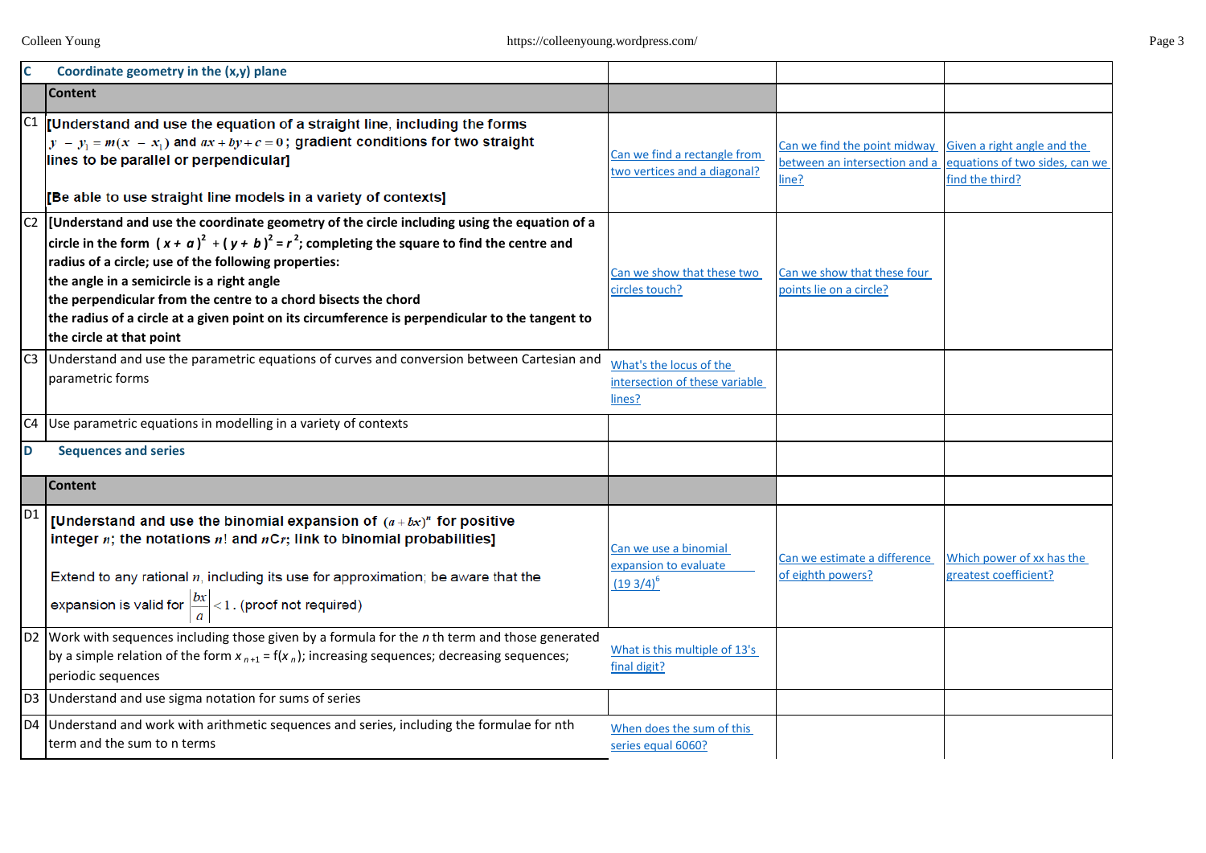| C | Coordinate geometry in the (x,y) plane | | | |
|---|---|---|---|---|
| | **Content** | | | |
| C1 | **[Understand and use the equation of a straight line, including the forms $y - y_1 = m(x - x_1)$ and $ax + by + c = 0$; gradient conditions for two straight lines to be parallel or perpendicular]** <br><br> **[Be able to use straight line models in a variety of contexts]** | Can we find a rectangle from two vertices and a diagonal? | Can we find the point midway between an intersection and a line? | Given a right angle and the equations of two sides, can we find the third? |
| C2 | **[Understand and use the coordinate geometry of the circle including using the equation of a circle in the form $(x + a)^2 + (y + b)^2 = r^2$; completing the square to find the centre and radius of a circle; use of the following properties:** <br> **the angle in a semicircle is a right angle** <br> **the perpendicular from the centre to a chord bisects the chord** <br> **the radius of a circle at a given point on its circumference is perpendicular to the tangent to the circle at that point** | Can we show that these two circles touch? | Can we show that these four points lie on a circle? | |
| C3 | Understand and use the parametric equations of curves and conversion between Cartesian and parametric forms | What's the locus of the intersection of these variable lines? | | |
| C4 | Use parametric equations in modelling in a variety of contexts | | | |
| **D** | **Sequences and series** | | | |
| | **Content** | | | |
| D1 | **[Understand and use the binomial expansion of $(a + bx)^n$ for positive integer $n$; the notations $n!$ and $n$C$r$; link to binomial probabilities]** <br><br> Extend to any rational $n$, including its use for approximation; be aware that the expansion is valid for $\left\|\frac{bx}{a}\right\| < 1$. (proof not required) | Can we use a binomial expansion to evaluate $(19\ 3/4)^6$ | Can we estimate a difference of eighth powers? | Which power of xx has the greatest coefficient? |
| D2 | Work with sequences including those given by a formula for the $n$ th term and those generated by a simple relation of the form $x_{n+1} = f(x_n)$; increasing sequences; decreasing sequences; periodic sequences | What is this multiple of 13's final digit? | | |
| D3 | Understand and use sigma notation for sums of series | | | |
| D4 | Understand and work with arithmetic sequences and series, including the formulae for nth term and the sum to n terms | When does the sum of this series equal 6060? | | |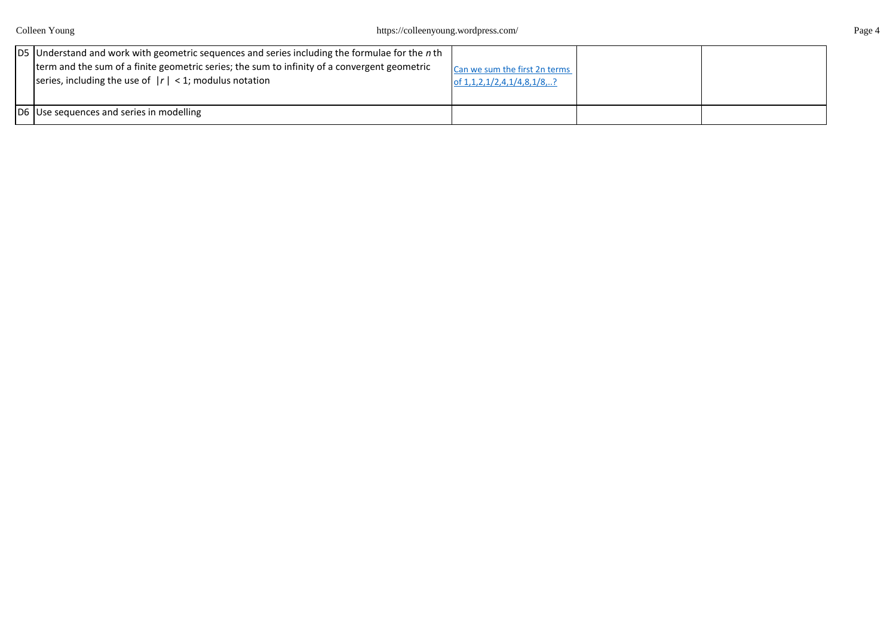| | | | | |
|---|---|---|---|---|
| D5 | Understand and work with geometric sequences and series including the formulae for the $n$ th term and the sum of a finite geometric series; the sum to infinity of a convergent geometric series, including the use of $\|r\| < 1$; modulus notation | Can we sum the first 2n terms of 1,1,2,1/2,4,1/4,8,1/8,..? | | |
| D6 | Use sequences and series in modelling | | | |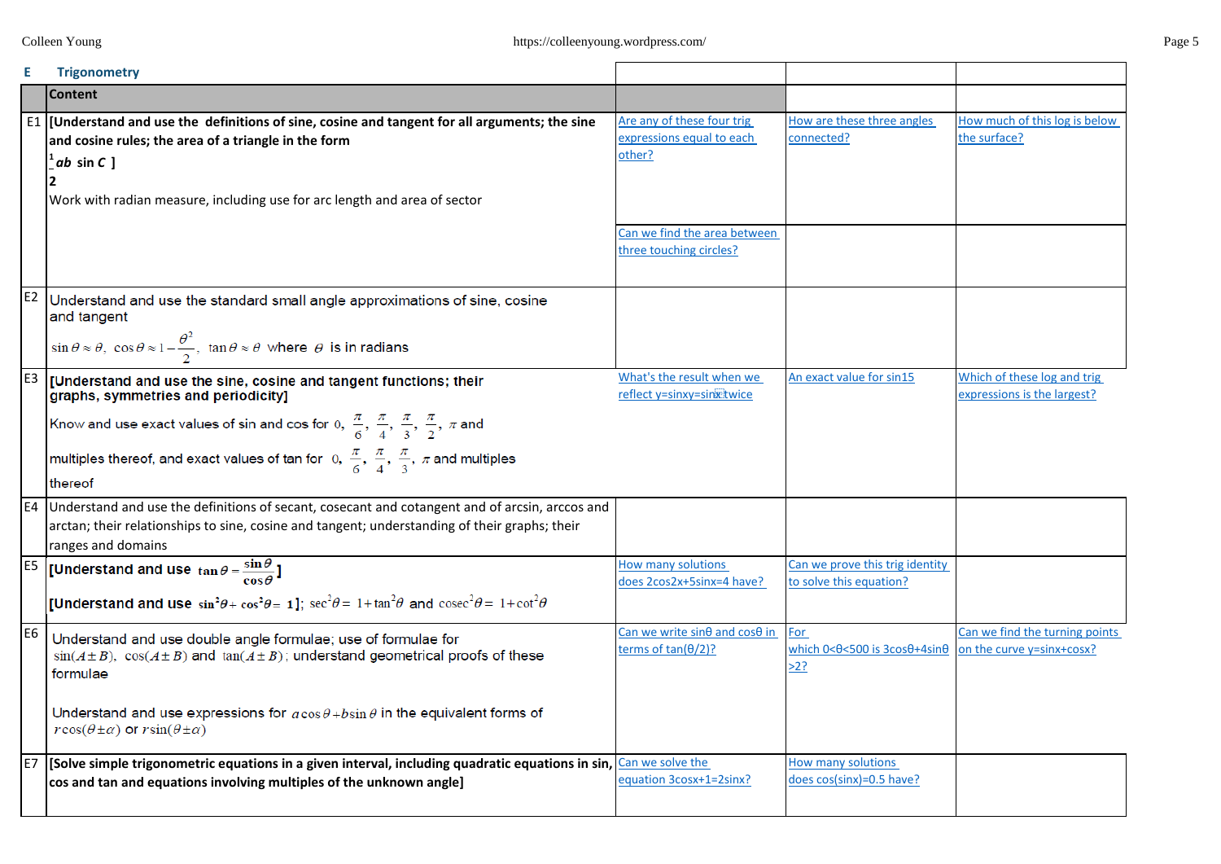## E Trigonometry

| | Content | | | |
|---|---|---|---|---|
| E1 | **[Understand and use the definitions of sine, cosine and tangent for all arguments; the sine and cosine rules; the area of a triangle in the form** $\frac{1}{2}ab\sin C$ **]**<br>Work with radian measure, including use for arc length and area of sector | Are any of these four trig expressions equal to each other? | How are these three angles connected? | How much of this log is below the surface? |
| | | Can we find the area between three touching circles? | | |
| E2 | Understand and use the standard small angle approximations of sine, cosine and tangent<br>$\sin\theta \approx \theta,\ \cos\theta \approx 1-\frac{\theta^2}{2},\ \tan\theta \approx \theta$ where $\theta$ is in radians | | | |
| E3 | **[Understand and use the sine, cosine and tangent functions; their graphs, symmetries and periodicity]**<br>Know and use exact values of sin and cos for $0, \frac{\pi}{6}, \frac{\pi}{4}, \frac{\pi}{3}, \frac{\pi}{2}, \pi$ and multiples thereof, and exact values of tan for $0, \frac{\pi}{6}, \frac{\pi}{4}, \frac{\pi}{3}, \pi$ and multiples thereof | What's the result when we reflect y=sinxy=sinx twice | An exact value for sin15 | Which of these log and trig expressions is the largest? |
| E4 | Understand and use the definitions of secant, cosecant and cotangent and of arcsin, arccos and arctan; their relationships to sine, cosine and tangent; understanding of their graphs; their ranges and domains | | | |
| E5 | **[Understand and use** $\tan\theta = \frac{\sin\theta}{\cos\theta}$ **]**<br>**[Understand and use** $\sin^2\theta + \cos^2\theta = 1$**]**; $\sec^2\theta = 1+\tan^2\theta$ and $\text{cosec}^2\theta = 1+\cot^2\theta$ | How many solutions does 2cos2x+5sinx=4 have? | Can we prove this trig identity to solve this equation? | |
| E6 | Understand and use double angle formulae; use of formulae for $\sin(A\pm B)$, $\cos(A\pm B)$ and $\tan(A\pm B)$; understand geometrical proofs of these formulae<br><br>Understand and use expressions for $a\cos\theta + b\sin\theta$ in the equivalent forms of $r\cos(\theta\pm\alpha)$ or $r\sin(\theta\pm\alpha)$ | Can we write sinθ and cosθ in terms of tan(θ/2)? | For which 0<θ<500 is 3cosθ+4sinθ >2? | Can we find the turning points on the curve y=sinx+cosx? |
| E7 | **[Solve simple trigonometric equations in a given interval, including quadratic equations in sin, cos and tan and equations involving multiples of the unknown angle]** | Can we solve the equation 3cosx+1=2sinx? | How many solutions does cos(sinx)=0.5 have? | |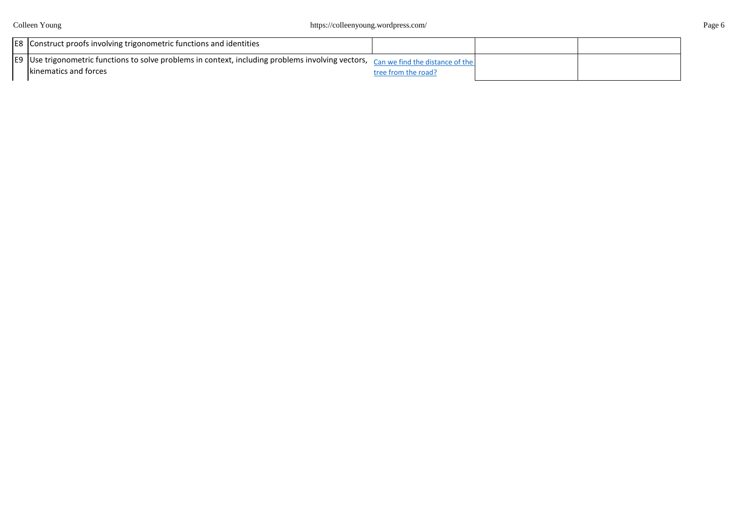| | | | | |
|---|---|---|---|---|
| E8 | Construct proofs involving trigonometric functions and identities | | | |
| E9 | Use trigonometric functions to solve problems in context, including problems involving vectors, kinematics and forces | Can we find the distance of the tree from the road? | | |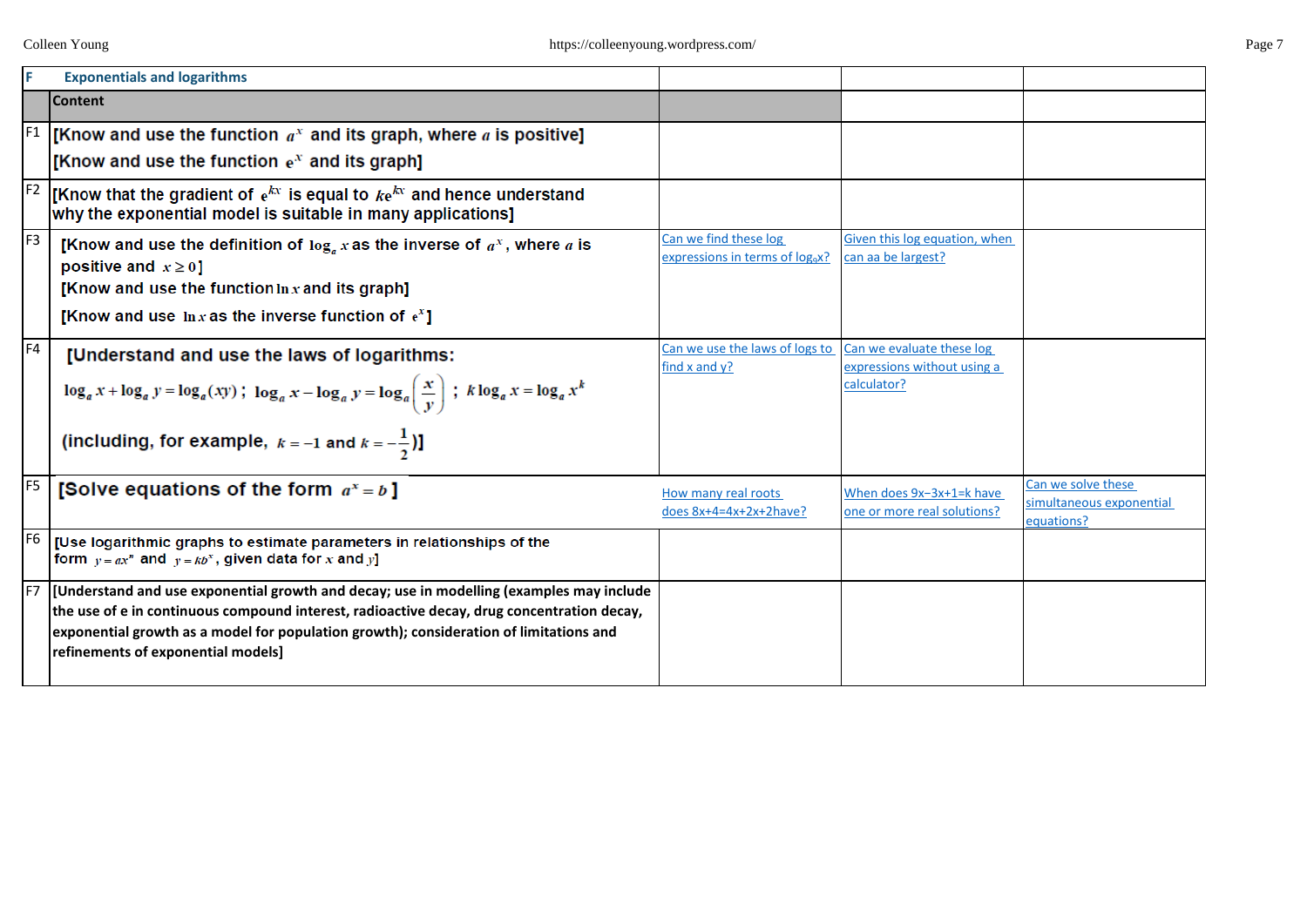| F | Exponentials and logarithms | | | |
|---|---|---|---|---|
| | **Content** | | | |
| F1 | [Know and use the function $a^x$ and its graph, where $a$ is positive] [Know and use the function $e^x$ and its graph] | | | |
| F2 | [Know that the gradient of $e^{kx}$ is equal to $ke^{kx}$ and hence understand why the exponential model is suitable in many applications] | | | |
| F3 | [Know and use the definition of $\log_a x$ as the inverse of $a^x$, where $a$ is positive and $x \geq 0$] [Know and use the function $\ln x$ and its graph] [Know and use $\ln x$ as the inverse function of $e^x$] | Can we find these log expressions in terms of $\log_a x$? | Given this log equation, when can aa be largest? | |
| F4 | [Understand and use the laws of logarithms: $\log_a x + \log_a y = \log_a (xy)$ ; $\log_a x - \log_a y = \log_a \left(\frac{x}{y}\right)$ ; $k \log_a x = \log_a x^k$ (including, for example, $k = -1$ and $k = -\frac{1}{2}$)] | Can we use the laws of logs to find x and y? | Can we evaluate these log expressions without using a calculator? | |
| F5 | [Solve equations of the form $a^x = b$ ] | How many real roots does 8x+4=4x+2x+2have? | When does 9x−3x+1=k have one or more real solutions? | Can we solve these simultaneous exponential equations? |
| F6 | [Use logarithmic graphs to estimate parameters in relationships of the form $y = ax^n$ and $y = kb^x$, given data for $x$ and $y$] | | | |
| F7 | **[Understand and use exponential growth and decay; use in modelling (examples may include the use of e in continuous compound interest, radioactive decay, drug concentration decay, exponential growth as a model for population growth); consideration of limitations and refinements of exponential models]** | | | |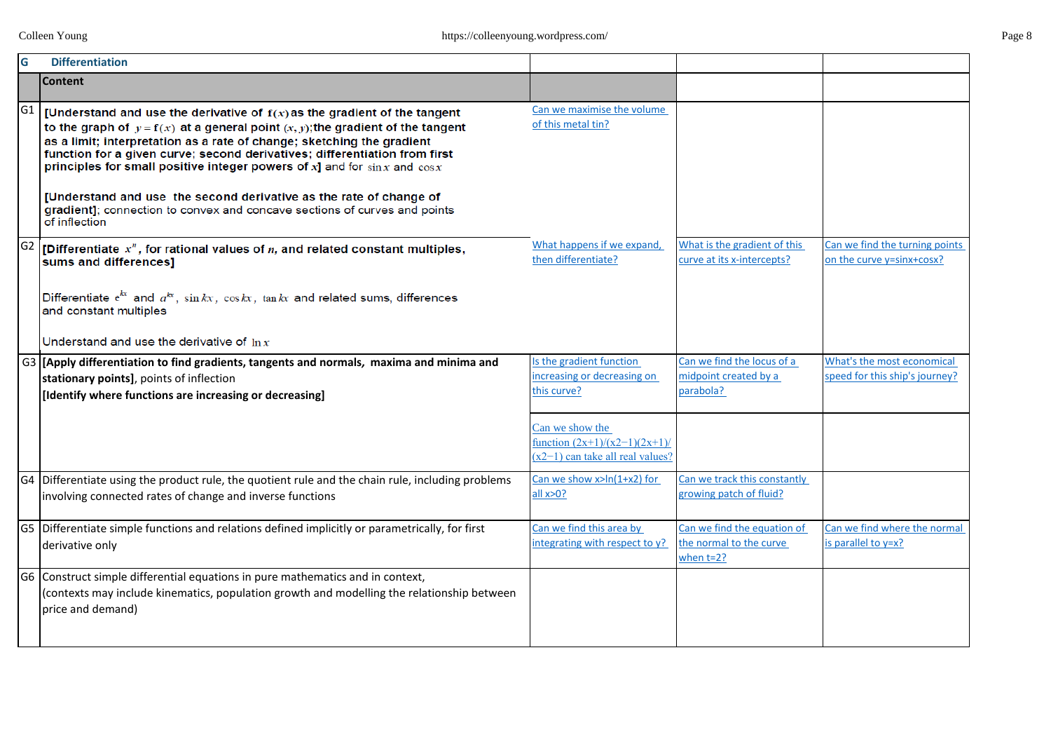| G | Differentiation | | | |
|---|---|---|---|---|
| | **Content** | | | |
| G1 | **[Understand and use the derivative of $f(x)$ as the gradient of the tangent to the graph of $y = f(x)$ at a general point $(x, y)$; the gradient of the tangent as a limit; interpretation as a rate of change; sketching the gradient function for a given curve; second derivatives; differentiation from first principles for small positive integer powers of $x$]** and for $\sin x$ and $\cos x$<br><br>**[Understand and use the second derivative as the rate of change of gradient]**; connection to convex and concave sections of curves and points of inflection | Can we maximise the volume of this metal tin? | | |
| G2 | **[Differentiate $x^n$, for rational values of $n$, and related constant multiples, sums and differences]**<br><br>Differentiate $e^{kx}$ and $a^{kx}$, $\sin kx$, $\cos kx$, $\tan kx$ and related sums, differences and constant multiples<br><br>Understand and use the derivative of $\ln x$ | What happens if we expand, then differentiate? | What is the gradient of this curve at its x-intercepts? | Can we find the turning points on the curve y=sinx+cosx? |
| G3 | **[Apply differentiation to find gradients, tangents and normals, maxima and minima and stationary points]**, points of inflection<br>**[Identify where functions are increasing or decreasing]** | Is the gradient function increasing or decreasing on this curve? | Can we find the locus of a midpoint created by a parabola? | What's the most economical speed for this ship's journey? |
| | | Can we show the function (2x+1)/(x2−1)(2x+1)/(x2−1) can take all real values? | | |
| G4 | Differentiate using the product rule, the quotient rule and the chain rule, including problems involving connected rates of change and inverse functions | Can we show x>ln(1+x2) for all x>0? | Can we track this constantly growing patch of fluid? | |
| G5 | Differentiate simple functions and relations defined implicitly or parametrically, for first derivative only | Can we find this area by integrating with respect to y? | Can we find the equation of the normal to the curve when t=2? | Can we find where the normal is parallel to y=x? |
| G6 | Construct simple differential equations in pure mathematics and in context, (contexts may include kinematics, population growth and modelling the relationship between price and demand) | | | |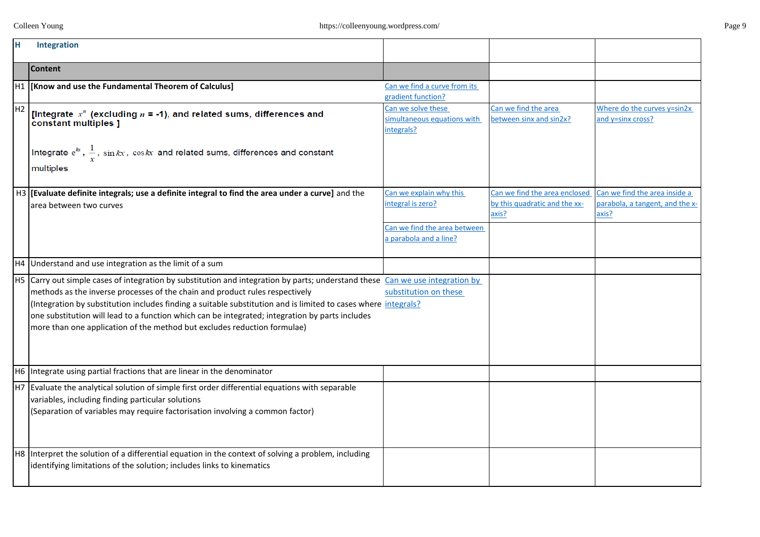| H | Integration | | | |
|---|---|---|---|---|
| | **Content** | | | |
| H1 | **[Know and use the Fundamental Theorem of Calculus]** | Can we find a curve from its gradient function? | | |
| H2 | **[Integrate $x^n$ (excluding $n$ = -1), and related sums, differences and constant multiples ]** <br><br> Integrate $e^{kx}$, $\frac{1}{x}$, $\sin kx$, $\cos kx$ and related sums, differences and constant multiples | Can we solve these simultaneous equations with integrals? | Can we find the area between sinx and sin2x? | Where do the curves y=sin2x and y=sinx cross? |
| H3 | **[Evaluate definite integrals; use a definite integral to find the area under a curve]** and the area between two curves | Can we explain why this integral is zero? | Can we find the area enclosed by this quadratic and the xx-axis? | Can we find the area inside a parabola, a tangent, and the x-axis? |
| | | Can we find the area between a parabola and a line? | | |
| H4 | Understand and use integration as the limit of a sum | | | |
| H5 | Carry out simple cases of integration by substitution and integration by parts; understand these methods as the inverse processes of the chain and product rules respectively <br>(Integration by substitution includes finding a suitable substitution and is limited to cases where one substitution will lead to a function which can be integrated; integration by parts includes more than one application of the method but excludes reduction formulae) | Can we use integration by substitution on these integrals? | | |
| H6 | Integrate using partial fractions that are linear in the denominator | | | |
| H7 | Evaluate the analytical solution of simple first order differential equations with separable variables, including finding particular solutions <br>(Separation of variables may require factorisation involving a common factor) | | | |
| H8 | Interpret the solution of a differential equation in the context of solving a problem, including identifying limitations of the solution; includes links to kinematics | | | |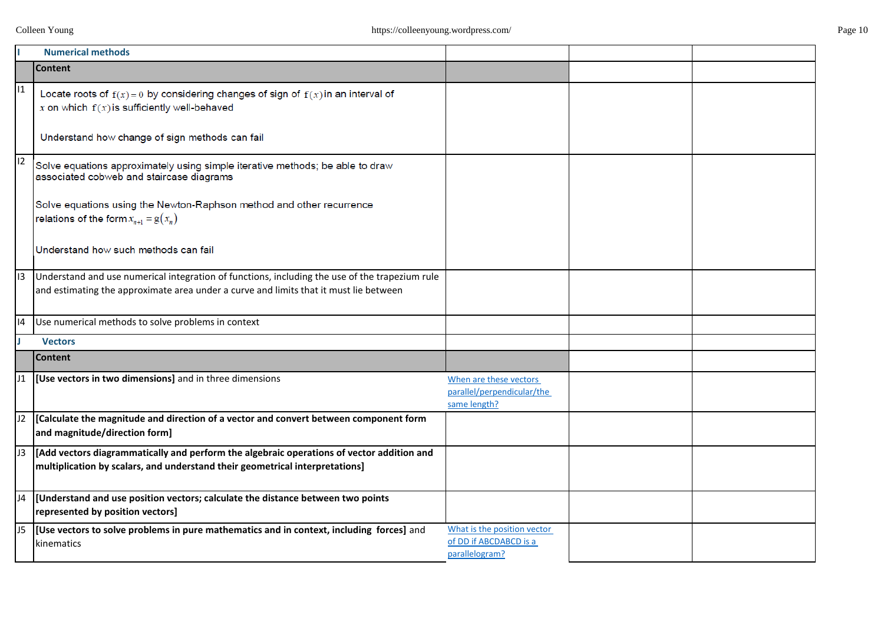| I | Numerical methods | | | |
|---|---|---|---|---|
| | **Content** | | | |
| I1 | Locate roots of $f(x)=0$ by considering changes of sign of $f(x)$ in an interval of $x$ on which $f(x)$ is sufficiently well-behaved<br><br>Understand how change of sign methods can fail | | | |
| I2 | Solve equations approximately using simple iterative methods; be able to draw associated cobweb and staircase diagrams<br><br>Solve equations using the Newton-Raphson method and other recurrence relations of the form $x_{n+1}=g(x_n)$<br><br>Understand how such methods can fail | | | |
| I3 | Understand and use numerical integration of functions, including the use of the trapezium rule and estimating the approximate area under a curve and limits that it must lie between | | | |
| I4 | Use numerical methods to solve problems in context | | | |
| **J** | **Vectors** | | | |
| | **Content** | | | |
| J1 | **[Use vectors in two dimensions]** and in three dimensions | When are these vectors parallel/perpendicular/the same length? | | |
| J2 | **[Calculate the magnitude and direction of a vector and convert between component form and magnitude/direction form]** | | | |
| J3 | **[Add vectors diagrammatically and perform the algebraic operations of vector addition and multiplication by scalars, and understand their geometrical interpretations]** | | | |
| J4 | **[Understand and use position vectors; calculate the distance between two points represented by position vectors]** | | | |
| J5 | **[Use vectors to solve problems in pure mathematics and in context, including forces]** and kinematics | What is the position vector of DD if ABCDABCD is a parallelogram? | | |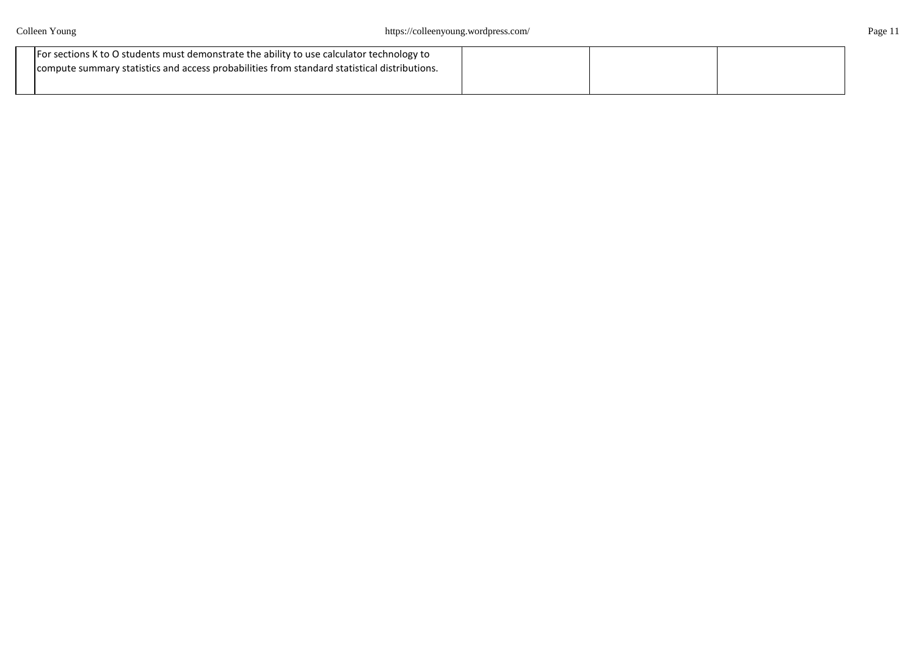|  | For sections K to O students must demonstrate the ability to use calculator technology to compute summary statistics and access probabilities from standard statistical distributions. |  |  |  |
| --- | --- | --- | --- | --- |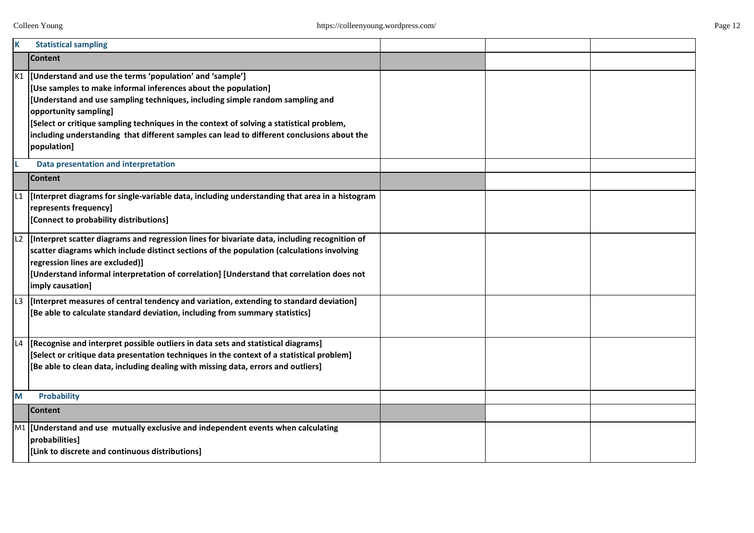| | | | | |
|---|---|---|---|---|
| **K** | **Statistical sampling** | | | |
| | **Content** | | | |
| K1 | **[Understand and use the terms 'population' and 'sample']** <br> **[Use samples to make informal inferences about the population]** <br> **[Understand and use sampling techniques, including simple random sampling and opportunity sampling]** <br> **[Select or critique sampling techniques in the context of solving a statistical problem, including understanding that different samples can lead to different conclusions about the population]** | | | |
| **L** | **Data presentation and interpretation** | | | |
| | **Content** | | | |
| L1 | **[Interpret diagrams for single-variable data, including understanding that area in a histogram represents frequency]** <br> **[Connect to probability distributions]** | | | |
| L2 | **[Interpret scatter diagrams and regression lines for bivariate data, including recognition of scatter diagrams which include distinct sections of the population (calculations involving regression lines are excluded)]** <br> **[Understand informal interpretation of correlation] [Understand that correlation does not imply causation]** | | | |
| L3 | **[Interpret measures of central tendency and variation, extending to standard deviation]** <br> **[Be able to calculate standard deviation, including from summary statistics]** | | | |
| L4 | **[Recognise and interpret possible outliers in data sets and statistical diagrams]** <br> **[Select or critique data presentation techniques in the context of a statistical problem]** <br> **[Be able to clean data, including dealing with missing data, errors and outliers]** | | | |
| **M** | **Probability** | | | |
| | **Content** | | | |
| M1 | **[Understand and use mutually exclusive and independent events when calculating probabilities]** <br> **[Link to discrete and continuous distributions]** | | | |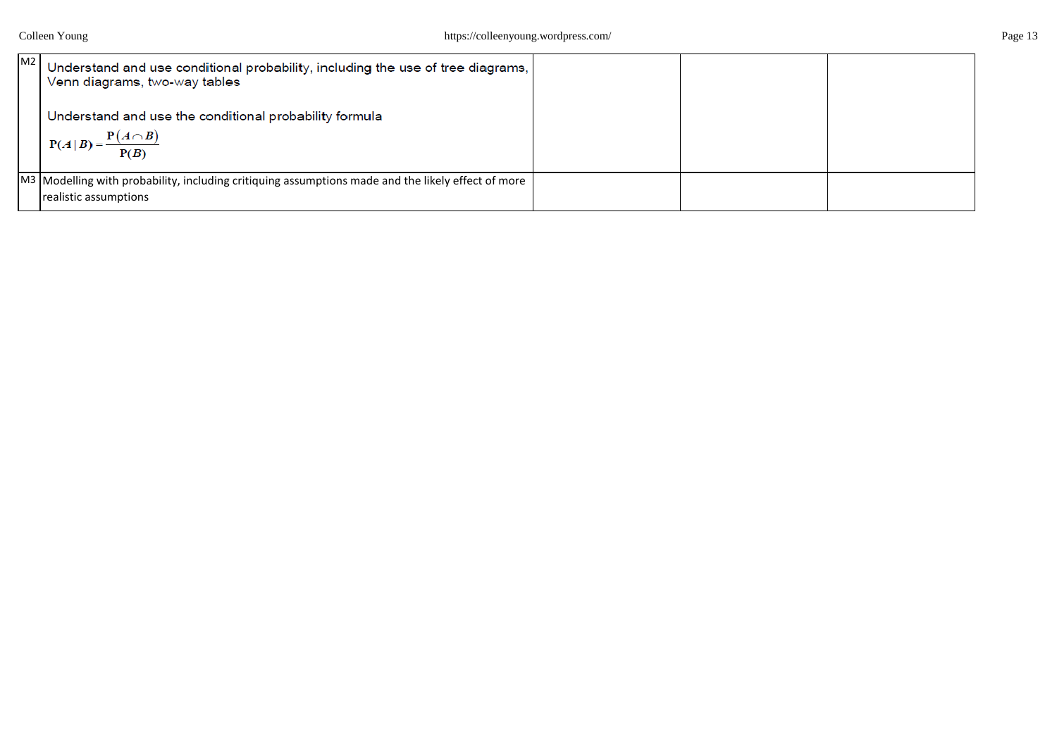| | | | | |
|---|---|---|---|---|
| M2 | Understand and use conditional probability, including the use of tree diagrams, Venn diagrams, two-way tables<br><br>Understand and use the conditional probability formula<br>$\mathrm{P}(A \mid B) = \dfrac{\mathrm{P}(A \cap B)}{\mathrm{P}(B)}$ | | | |
| M3 | Modelling with probability, including critiquing assumptions made and the likely effect of more realistic assumptions | | | |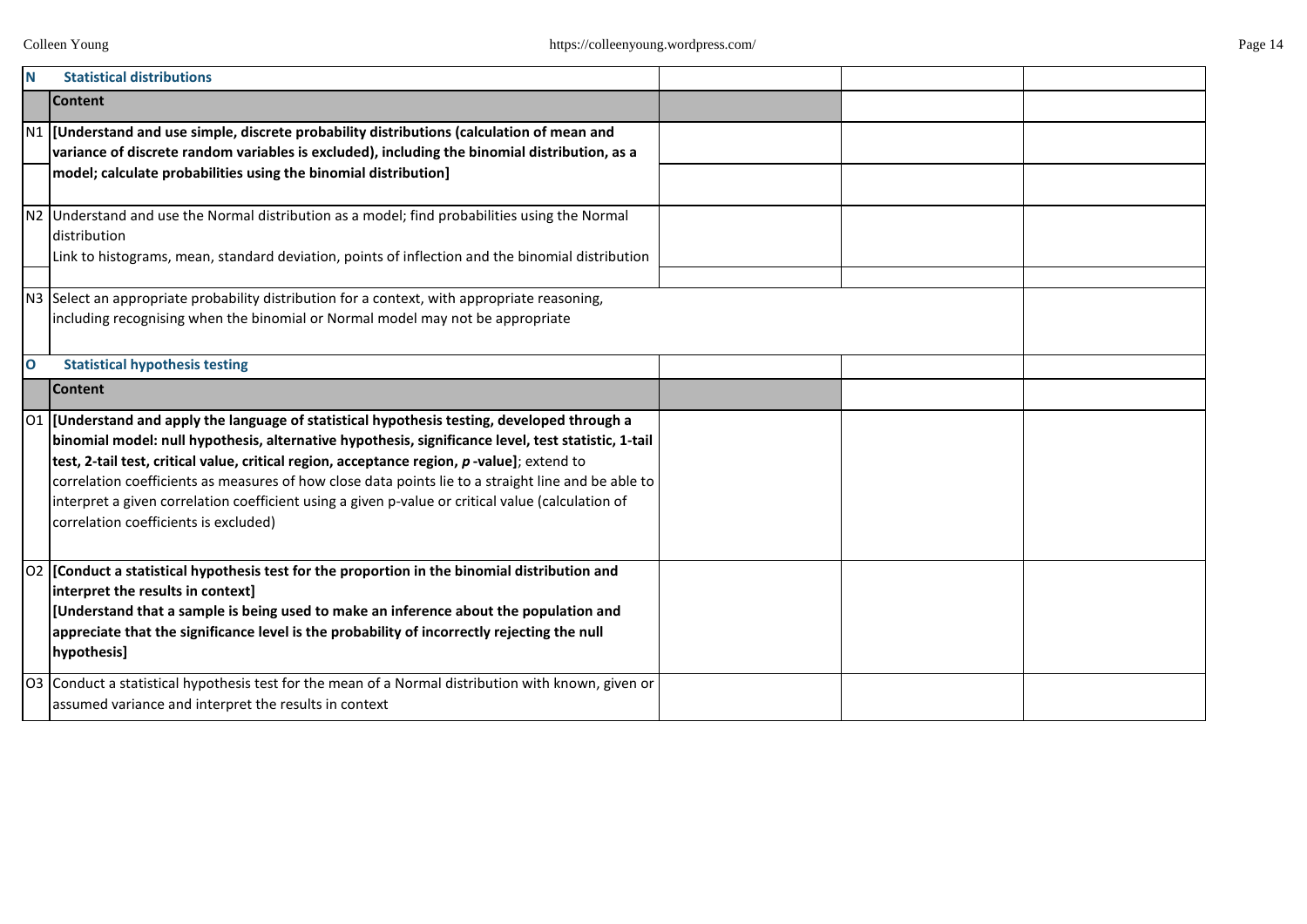| | | | | |
|---|---|---|---|---|
| **N** | **Statistical distributions** | | | |
| | **Content** | | | |
| N1 | **[Understand and use simple, discrete probability distributions (calculation of mean and variance of discrete random variables is excluded), including the binomial distribution, as a model; calculate probabilities using the binomial distribution]** | | | |
| N2 | Understand and use the Normal distribution as a model; find probabilities using the Normal distribution<br>Link to histograms, mean, standard deviation, points of inflection and the binomial distribution | | | |
| N3 | Select an appropriate probability distribution for a context, with appropriate reasoning, including recognising when the binomial or Normal model may not be appropriate | | | |
| **O** | **Statistical hypothesis testing** | | | |
| | **Content** | | | |
| O1 | **[Understand and apply the language of statistical hypothesis testing, developed through a binomial model: null hypothesis, alternative hypothesis, significance level, test statistic, 1-tail test, 2-tail test, critical value, critical region, acceptance region, *p*-value]**; extend to correlation coefficients as measures of how close data points lie to a straight line and be able to interpret a given correlation coefficient using a given p-value or critical value (calculation of correlation coefficients is excluded) | | | |
| O2 | **[Conduct a statistical hypothesis test for the proportion in the binomial distribution and interpret the results in context]**<br>**[Understand that a sample is being used to make an inference about the population and appreciate that the significance level is the probability of incorrectly rejecting the null hypothesis]** | | | |
| O3 | Conduct a statistical hypothesis test for the mean of a Normal distribution with known, given or assumed variance and interpret the results in context | | | |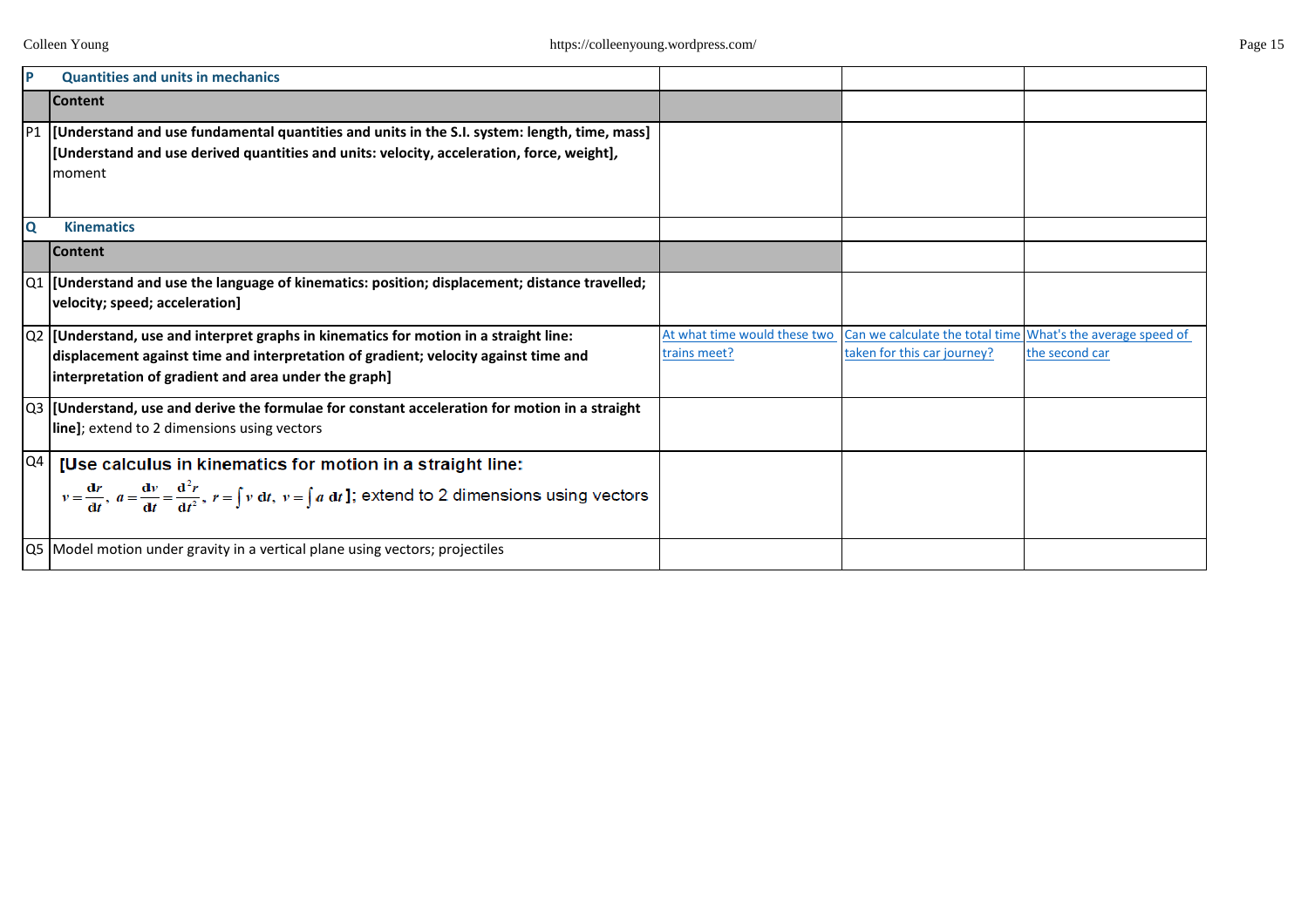| | | | | |
|---|---|---|---|---|
| **P** | **Quantities and units in mechanics** | | | |
| | **Content** | | | |
| P1 | **[Understand and use fundamental quantities and units in the S.I. system: length, time, mass]** **[Understand and use derived quantities and units: velocity, acceleration, force, weight],** moment | | | |
| **Q** | **Kinematics** | | | |
| | **Content** | | | |
| Q1 | **[Understand and use the language of kinematics: position; displacement; distance travelled; velocity; speed; acceleration]** | | | |
| Q2 | **[Understand, use and interpret graphs in kinematics for motion in a straight line: displacement against time and interpretation of gradient; velocity against time and interpretation of gradient and area under the graph]** | At what time would these two trains meet? | Can we calculate the total time taken for this car journey? | What's the average speed of the second car |
| Q3 | **[Understand, use and derive the formulae for constant acceleration for motion in a straight line]**; extend to 2 dimensions using vectors | | | |
| Q4 | **[Use calculus in kinematics for motion in a straight line:** $v = \frac{dr}{dt}$, $a = \frac{dv}{dt} = \frac{d^2r}{dt^2}$, $r = \int v \, dt$, $v = \int a \, dt$ **]**; extend to 2 dimensions using vectors | | | |
| Q5 | Model motion under gravity in a vertical plane using vectors; projectiles | | | |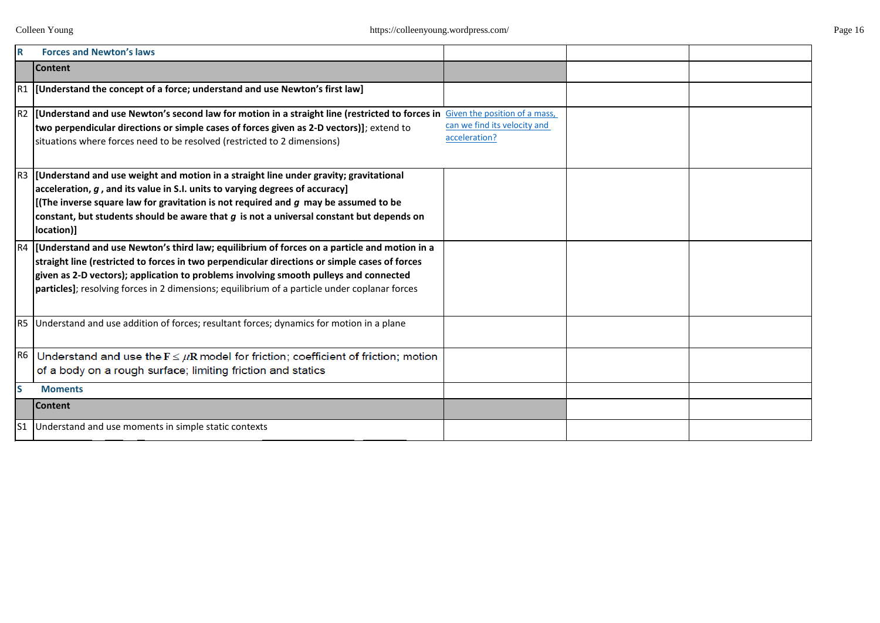| | | | | |
|---|---|---|---|---|
| **R** | **Forces and Newton's laws** | | | |
| | **Content** | | | |
| R1 | **[Understand the concept of a force; understand and use Newton's first law]** | | | |
| R2 | **[Understand and use Newton's second law for motion in a straight line (restricted to forces in two perpendicular directions or simple cases of forces given as 2-D vectors)]**; extend to situations where forces need to be resolved (restricted to 2 dimensions) | Given the position of a mass, can we find its velocity and acceleration? | | |
| R3 | **[Understand and use weight and motion in a straight line under gravity; gravitational acceleration, *g*, and its value in S.I. units to varying degrees of accuracy]** **[(The inverse square law for gravitation is not required and *g* may be assumed to be constant, but students should be aware that *g* is not a universal constant but depends on location)]** | | | |
| R4 | **[Understand and use Newton's third law; equilibrium of forces on a particle and motion in a straight line (restricted to forces in two perpendicular directions or simple cases of forces given as 2-D vectors); application to problems involving smooth pulleys and connected particles]**; resolving forces in 2 dimensions; equilibrium of a particle under coplanar forces | | | |
| R5 | Understand and use addition of forces; resultant forces; dynamics for motion in a plane | | | |
| R6 | Understand and use the $\mathbf{F} \leq \mu\mathbf{R}$ model for friction; coefficient of friction; motion of a body on a rough surface; limiting friction and statics | | | |
| **S** | **Moments** | | | |
| | **Content** | | | |
| S1 | Understand and use moments in simple static contexts | | | |